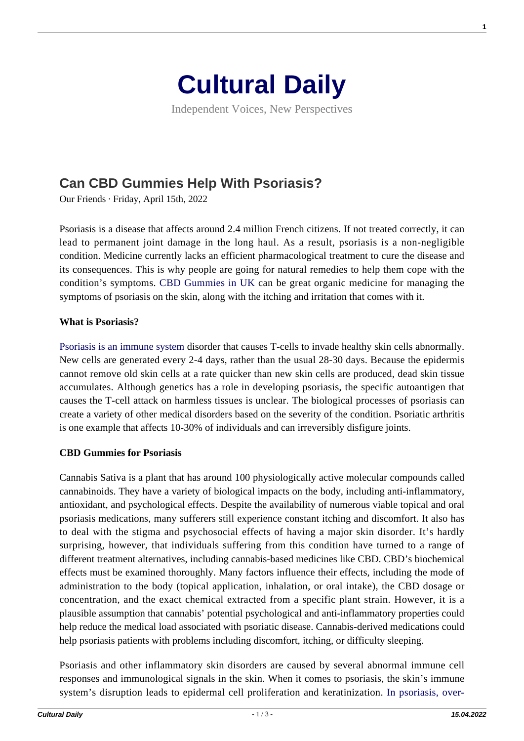# Cultural Daily

Independent Voices, New Perspectives

## Can CBD Gummies Help With Psoriasis?

Our Friends · Friday, April 15th, 2022

Psoriasis is a disease that affects around 2.4 million French citizens. If not treated correctly, it can lead to permanent joint damage in the long haul. As a result, psoriasis is a non-negligible condition. Medicine currently lacks an efficient pharmacological treatment to cure the disease and its consequences. This is why people are going for natural remedies to help them cope with the condition's symptoms. CBD Gummies in UK can be great organic medicine for managing the symptoms of psoriasis on the skin, along with the itching and irritation that comes with it.

**What is Psoriasis?**

Psoriasis is an immune system disorder that causes T-cells to invade healthy skin cells abnormally. New cells are generated every 2-4 days, rather than the usual 28-30 days. Because the epidermis cannot remove old skin cells at a rate quicker than new skin cells are produced, dead skin tissue accumulates. Although genetics has a role in developing psoriasis, the specific autoantigen that causes the T-cell attack on harmless tissues is unclear. The biological processes of psoriasis can create a variety of other medical disorders based on the severity of the condition. Psoriatic arthritis is one example that affects 10-30% of individuals and can irreversibly disfigure joints.

**CBD Gummies for Psoriasis**

Cannabis Sativa is a plant that has around 100 physiologically active molecular compounds called cannabinoids. They have a variety of biological impacts on the body, including anti-inflammatory, antioxidant, and psychological effects. Despite the availability of numerous viable topical and oral psoriasis medications, many sufferers still experience constant itching and discomfort. It also has to deal with the stigma and psychosocial effects of having a major skin disorder. It's hardly surprising, however, that individuals suffering from this condition have turned to a range of different treatment alternatives, including cannabis-based medicines like CBD. CBD's biochemical effects must be examined thoroughly. Many factors influence their effects, including the mode of administration to the body (topical application, inhalation, or oral intake), the CBD dosage or concentration, and the exact chemical extracted from a specific plant strain. However, it is a plausible assumption that cannabis' potential psychological and anti-inflammatory properties could help reduce the medical load associated with psoriatic disease. Cannabis-derived medications could help psoriasis patients with problems including discomfort, itching, or difficulty sleeping.

Psoriasis and other inflammatory skin disorders are caused by several abnormal immune cell responses and immunological signals in the skin. When it comes to psoriasis, the skin's immune system's disruption leads to epidermal cell proliferation and keratinization. In psoriasis, over-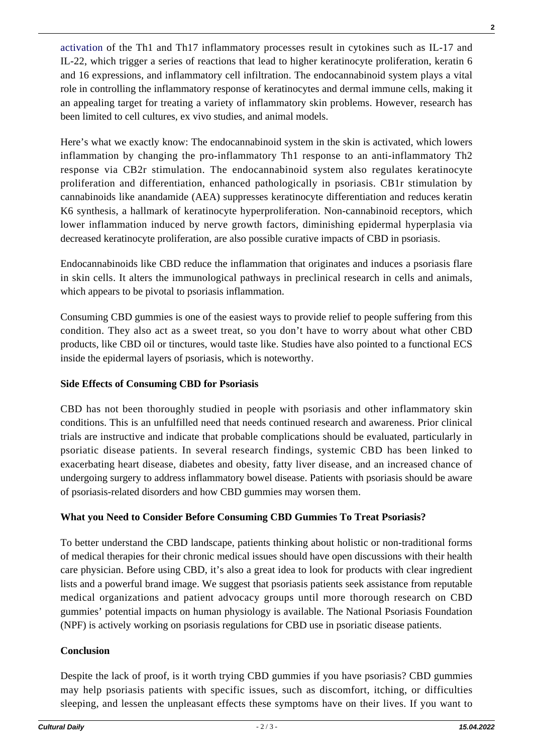activation of the Th1 and Th17 inflammatory processes result in cytokines such as IL-17 and IL-22, which trigger a series of reactions that lead to higher keratinocyte proliferation, keratin 6 and 16 expressions, and inflammatory cell infiltration. The endocannabinoid system plays a vital role in controlling the inflammatory response of keratinocytes and dermal immune cells, making it an appealing target for treating a variety of inflammatory skin problems. However, research has been limited to cell cultures, ex vivo studies, and animal models.

Here's what we exactly know: The endocannabinoid system in the skin is activated, which lowers inflammation by changing the pro-inflammatory Th1 response to an anti-inflammatory Th2 response via CB2r stimulation. The endocannabinoid system also regulates keratinocyte proliferation and differentiation, enhanced pathologically in psoriasis. CB1r stimulation by cannabinoids like anandamide (AEA) suppresses keratinocyte differentiation and reduces keratin K6 synthesis, a hallmark of keratinocyte hyperproliferation. Non-cannabinoid receptors, which lower inflammation induced by nerve growth factors, diminishing epidermal hyperplasia via decreased keratinocyte proliferation, are also possible curative impacts of CBD in psoriasis.

Endocannabinoids like CBD reduce the inflammation that originates and induces a psoriasis flare in skin cells. It alters the immunological pathways in preclinical research in cells and animals, which appears to be pivotal to psoriasis inflammation.

Consuming CBD gummies is one of the easiest ways to provide relief to people suffering from this condition. They also act as a sweet treat, so you don't have to worry about what other CBD products, like CBD oil or tinctures, would taste like. Studies have also pointed to a functional ECS inside the epidermal layers of psoriasis, which is noteworthy.

**Side Effects of Consuming CBD for Psoriasis**

CBD has not been thoroughly studied in people with psoriasis and other inflammatory skin conditions. This is an unfulfilled need that needs continued research and awareness. Prior clinical trials are instructive and indicate that probable complications should be evaluated, particularly in psoriatic disease patients. In several research findings, systemic CBD has been linked to exacerbating heart disease, diabetes and obesity, fatty liver disease, and an increased chance of undergoing surgery to address inflammatory bowel disease. Patients with psoriasis should be aware of psoriasis-related disorders and how CBD gummies may worsen them.

**What you Need to Consider Before Consuming CBD Gummies To Treat Psoriasis?**

To better understand the CBD landscape, patients thinking about holistic or non-traditional forms of medical therapies for their chronic medical issues should have open discussions with their health care physician. Before using CBD, it's also a great idea to look for products with clear ingredient lists and a powerful brand image. We suggest that psoriasis patients seek assistance from reputable medical organizations and patient advocacy groups until more thorough research on CBD gummies' potential impacts on human physiology is available. The National Psoriasis Foundation (NPF) is actively working on psoriasis regulations for CBD use in psoriatic disease patients.

**Conclusion**

Despite the lack of proof, is it worth trying CBD gummies if you have psoriasis? CBD gummies may help psoriasis patients with specific issues, such as discomfort, itching, or difficulties sleeping, and lessen the unpleasant effects these symptoms have on their lives. If you want to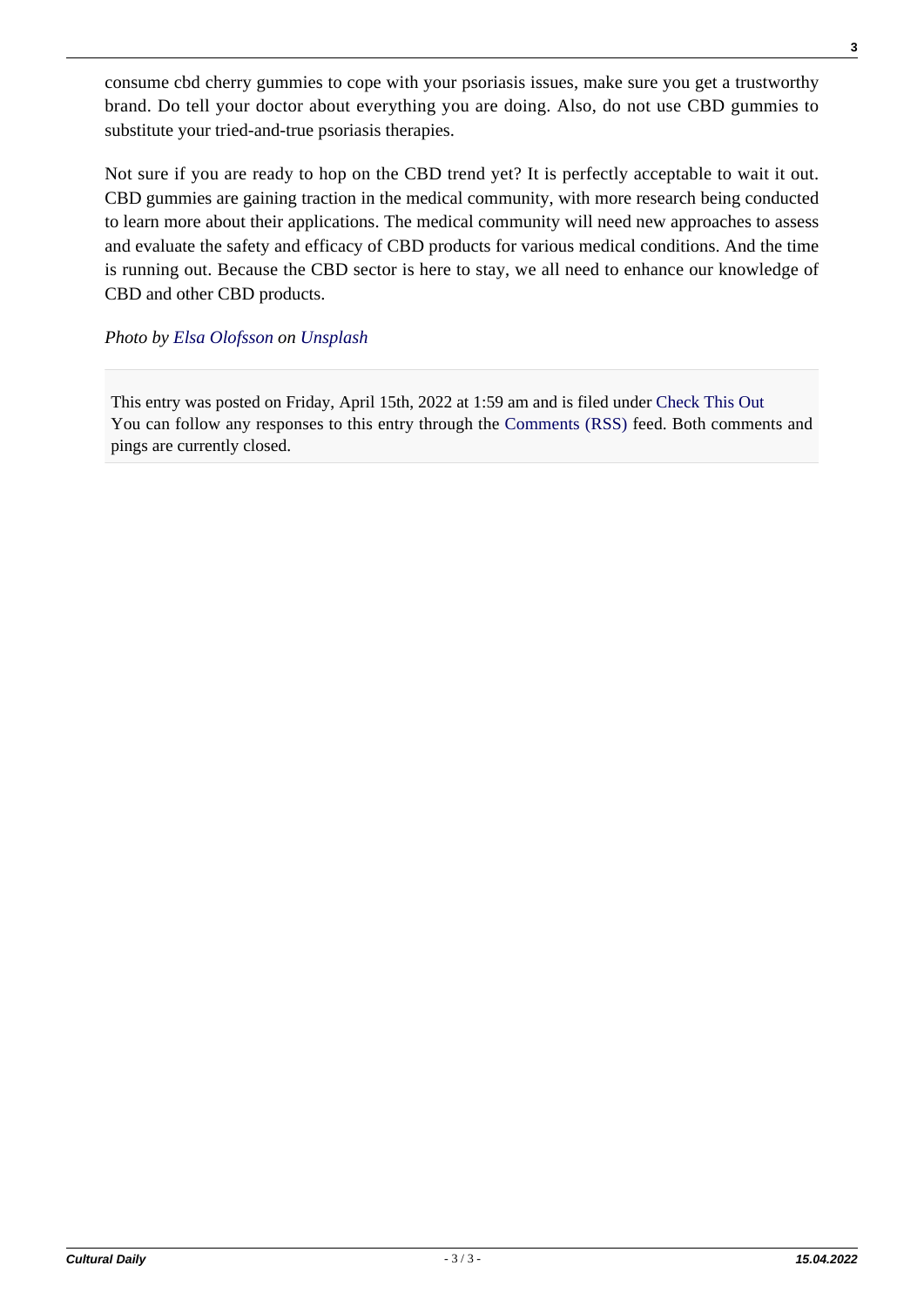consume cbd cherry gummies to cope with your psoriasis issues, make sure you get a trustworthy brand. Do tell your doctor about everything you are doing. Also, do not use CBD gummies to substitute your tried-and-true psoriasis therapies.

Not sure if you are ready to hop on the CBD trend yet? It is perfectly acceptable to wait it out. CBD gummies are gaining traction in the medical community, with more research being conducted to learn more about their applications. The medical community will need new approaches to assess and evaluate the safety and efficacy of CBD products for various medical conditions. And the time is running out. Because the CBD sector is here to stay, we all need to enhance our knowledge of CBD and other CBD products.

*Photo by Elsa Olofsson on Unsplash*

This entry was posted on Friday, April 15th, 2022 at 1:59 am and is filed under Check This Out
You can follow any responses to this entry through the Comments (RSS) feed. Both comments and pings are currently closed.